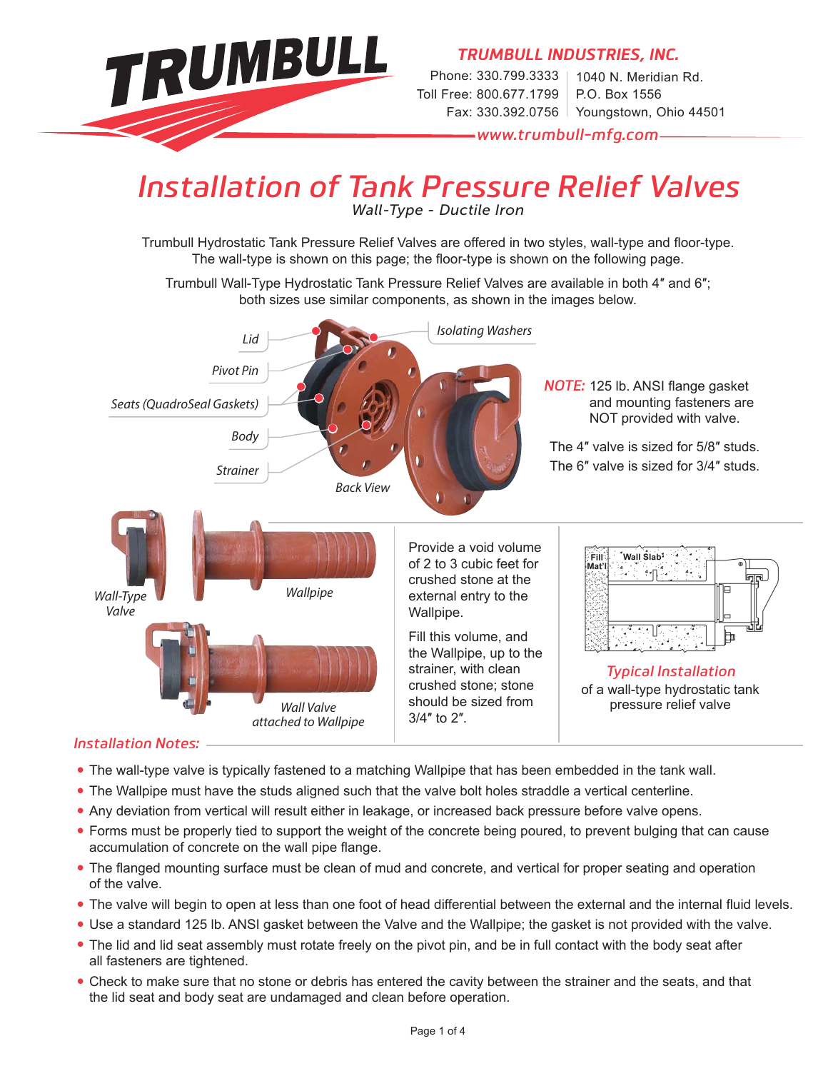# TRUMBULL

**TRUMBULL INDUSTRIES, INC.**

Phone: 330.799.3333
Toll Free: 800.677.1799
Fax: 330.392.0756

1040 N. Meridian Rd.
P.O. Box 1556
Youngstown, Ohio 44501

www.trumbull-mfg.com

# Installation of Tank Pressure Relief Valves

*Wall-Type - Ductile Iron*

Trumbull Hydrostatic Tank Pressure Relief Valves are offered in two styles, wall-type and floor-type. The wall-type is shown on this page; the floor-type is shown on the following page.

Trumbull Wall-Type Hydrostatic Tank Pressure Relief Valves are available in both 4″ and 6″; both sizes use similar components, as shown in the images below.

*Lid*

*Pivot Pin*

*Seats (QuadroSeal Gaskets)*

*Body*

*Strainer*

*Isolating Washers*

*Back View*

**NOTE:** 125 lb. ANSI flange gasket and mounting fasteners are NOT provided with valve.

The 4″ valve is sized for 5/8″ studs.
The 6″ valve is sized for 3/4″ studs.

*Wall-Type Valve*

*Wallpipe*

*Wall Valve attached to Wallpipe*

Provide a void volume of 2 to 3 cubic feet for crushed stone at the external entry to the Wallpipe.

Fill this volume, and the Wallpipe, up to the strainer, with clean crushed stone; stone should be sized from 3/4″ to 2″.

Fill Mat'l

Wall Slab

*Typical Installation*

of a wall-type hydrostatic tank pressure relief valve

## Installation Notes:

- The wall-type valve is typically fastened to a matching Wallpipe that has been embedded in the tank wall.
- The Wallpipe must have the studs aligned such that the valve bolt holes straddle a vertical centerline.
- Any deviation from vertical will result either in leakage, or increased back pressure before valve opens.
- Forms must be properly tied to support the weight of the concrete being poured, to prevent bulging that can cause accumulation of concrete on the wall pipe flange.
- The flanged mounting surface must be clean of mud and concrete, and vertical for proper seating and operation of the valve.
- The valve will begin to open at less than one foot of head differential between the external and the internal fluid levels.
- Use a standard 125 lb. ANSI gasket between the Valve and the Wallpipe; the gasket is not provided with the valve.
- The lid and lid seat assembly must rotate freely on the pivot pin, and be in full contact with the body seat after all fasteners are tightened.
- Check to make sure that no stone or debris has entered the cavity between the strainer and the seats, and that the lid seat and body seat are undamaged and clean before operation.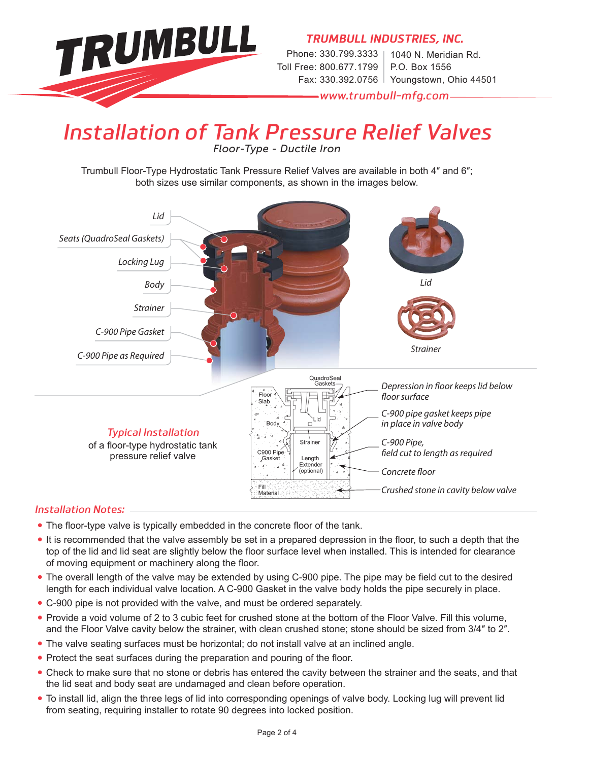**TRUMBULL INDUSTRIES, INC.**
Phone: 330.799.3333 | 1040 N. Meridian Rd.
Toll Free: 800.677.1799 | P.O. Box 1556
Fax: 330.392.0756 | Youngstown, Ohio 44501
www.trumbull-mfg.com

# Installation of Tank Pressure Relief Valves

*Floor-Type - Ductile Iron*

Trumbull Floor-Type Hydrostatic Tank Pressure Relief Valves are available in both 4″ and 6″; both sizes use similar components, as shown in the images below.

*Lid*

*Seats (QuadroSeal Gaskets)*

*Locking Lug*

*Body*

*Strainer*

*C-900 Pipe Gasket*

*C-900 Pipe as Required*

*Lid*

*Strainer*

## Typical Installation

of a floor-type hydrostatic tank pressure relief valve

QuadroSeal Gaskets · Floor Slab · Lid · Body · Strainer · C900 Pipe Gasket · Length Extender (optional) · Fill Material

*Depression in floor keeps lid below floor surface*

*C-900 pipe gasket keeps pipe in place in valve body*

*C-900 Pipe, field cut to length as required*

*Concrete floor*

*Crushed stone in cavity below valve*

## Installation Notes:

- The floor-type valve is typically embedded in the concrete floor of the tank.
- It is recommended that the valve assembly be set in a prepared depression in the floor, to such a depth that the top of the lid and lid seat are slightly below the floor surface level when installed. This is intended for clearance of moving equipment or machinery along the floor.
- The overall length of the valve may be extended by using C-900 pipe. The pipe may be field cut to the desired length for each individual valve location. A C-900 Gasket in the valve body holds the pipe securely in place.
- C-900 pipe is not provided with the valve, and must be ordered separately.
- Provide a void volume of 2 to 3 cubic feet for crushed stone at the bottom of the Floor Valve. Fill this volume, and the Floor Valve cavity below the strainer, with clean crushed stone; stone should be sized from 3/4″ to 2″.
- The valve seating surfaces must be horizontal; do not install valve at an inclined angle.
- Protect the seat surfaces during the preparation and pouring of the floor.
- Check to make sure that no stone or debris has entered the cavity between the strainer and the seats, and that the lid seat and body seat are undamaged and clean before operation.
- To install lid, align the three legs of lid into corresponding openings of valve body. Locking lug will prevent lid from seating, requiring installer to rotate 90 degrees into locked position.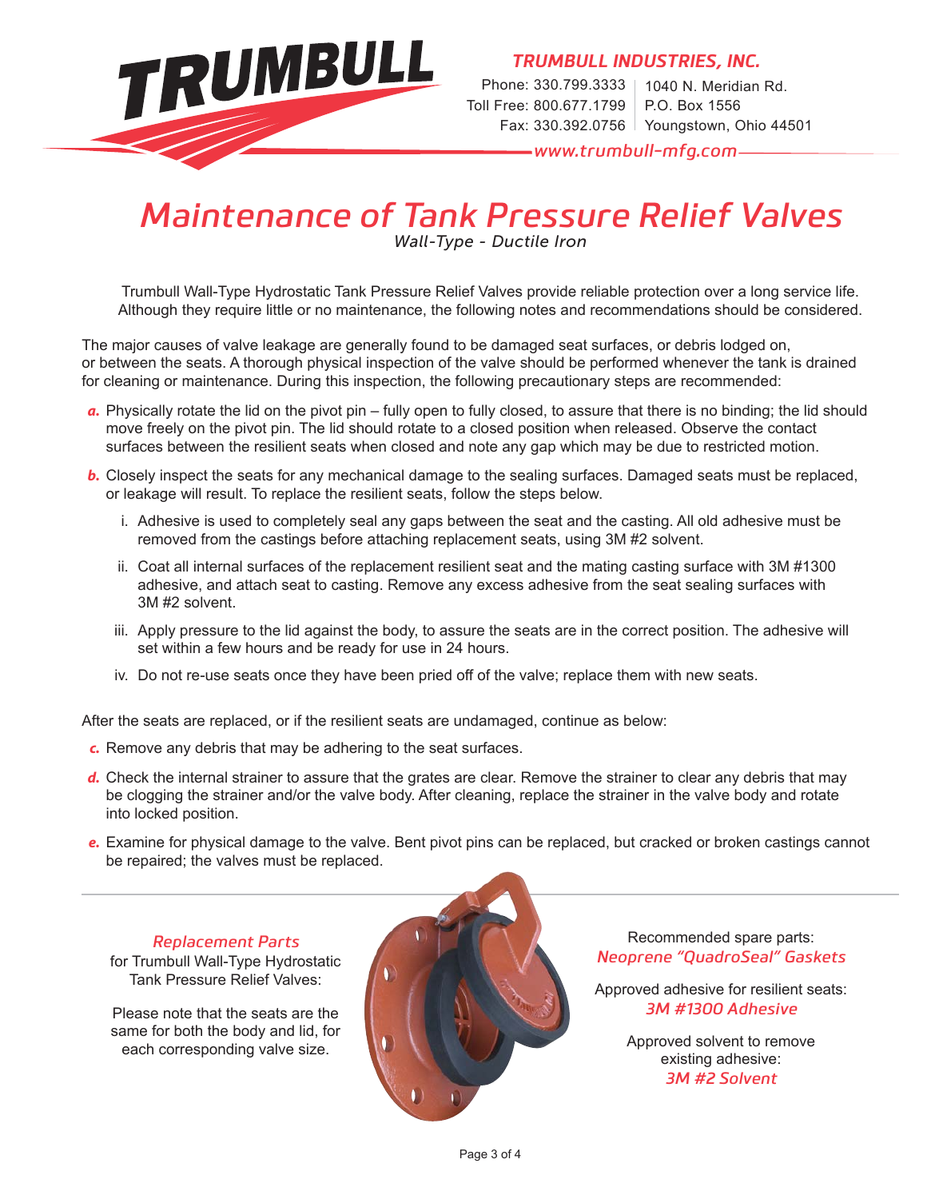**TRUMBULL**

***TRUMBULL INDUSTRIES, INC.***

Phone: 330.799.3333 | 1040 N. Meridian Rd.
Toll Free: 800.677.1799 | P.O. Box 1556
Fax: 330.392.0756 | Youngstown, Ohio 44501

*www.trumbull-mfg.com*

# *Maintenance of Tank Pressure Relief Valves*

*Wall-Type - Ductile Iron*

Trumbull Wall-Type Hydrostatic Tank Pressure Relief Valves provide reliable protection over a long service life. Although they require little or no maintenance, the following notes and recommendations should be considered.

The major causes of valve leakage are generally found to be damaged seat surfaces, or debris lodged on, or between the seats. A thorough physical inspection of the valve should be performed whenever the tank is drained for cleaning or maintenance. During this inspection, the following precautionary steps are recommended:

***a.*** Physically rotate the lid on the pivot pin – fully open to fully closed, to assure that there is no binding; the lid should move freely on the pivot pin. The lid should rotate to a closed position when released. Observe the contact surfaces between the resilient seats when closed and note any gap which may be due to restricted motion.

***b.*** Closely inspect the seats for any mechanical damage to the sealing surfaces. Damaged seats must be replaced, or leakage will result. To replace the resilient seats, follow the steps below.

i. Adhesive is used to completely seal any gaps between the seat and the casting. All old adhesive must be removed from the castings before attaching replacement seats, using 3M #2 solvent.

ii. Coat all internal surfaces of the replacement resilient seat and the mating casting surface with 3M #1300 adhesive, and attach seat to casting. Remove any excess adhesive from the seat sealing surfaces with 3M #2 solvent.

iii. Apply pressure to the lid against the body, to assure the seats are in the correct position. The adhesive will set within a few hours and be ready for use in 24 hours.

iv. Do not re-use seats once they have been pried off of the valve; replace them with new seats.

After the seats are replaced, or if the resilient seats are undamaged, continue as below:

***c.*** Remove any debris that may be adhering to the seat surfaces.

***d.*** Check the internal strainer to assure that the grates are clear. Remove the strainer to clear any debris that may be clogging the strainer and/or the valve body. After cleaning, replace the strainer in the valve body and rotate into locked position.

***e.*** Examine for physical damage to the valve. Bent pivot pins can be replaced, but cracked or broken castings cannot be repaired; the valves must be replaced.

---

***Replacement Parts***
for Trumbull Wall-Type Hydrostatic Tank Pressure Relief Valves:

Please note that the seats are the same for both the body and lid, for each corresponding valve size.

Recommended spare parts:
***Neoprene "QuadroSeal" Gaskets***

Approved adhesive for resilient seats:
***3M #1300 Adhesive***

Approved solvent to remove existing adhesive:
***3M #2 Solvent***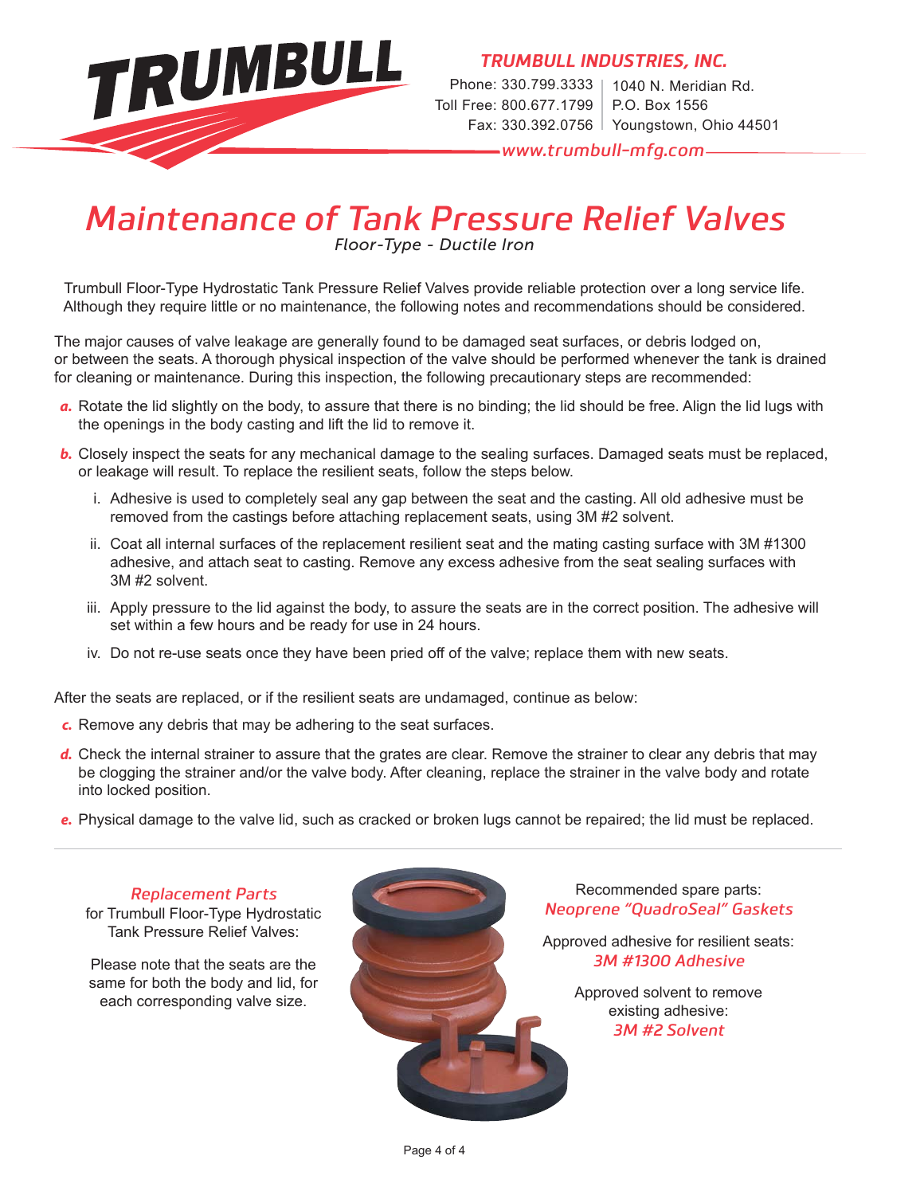**TRUMBULL INDUSTRIES, INC.**

Phone: 330.799.3333
Toll Free: 800.677.1799
Fax: 330.392.0756

1040 N. Meridian Rd.
P.O. Box 1556
Youngstown, Ohio 44501

www.trumbull-mfg.com

# Maintenance of Tank Pressure Relief Valves

*Floor-Type - Ductile Iron*

Trumbull Floor-Type Hydrostatic Tank Pressure Relief Valves provide reliable protection over a long service life. Although they require little or no maintenance, the following notes and recommendations should be considered.

The major causes of valve leakage are generally found to be damaged seat surfaces, or debris lodged on, or between the seats. A thorough physical inspection of the valve should be performed whenever the tank is drained for cleaning or maintenance. During this inspection, the following precautionary steps are recommended:

***a.*** Rotate the lid slightly on the body, to assure that there is no binding; the lid should be free. Align the lid lugs with the openings in the body casting and lift the lid to remove it.

***b.*** Closely inspect the seats for any mechanical damage to the sealing surfaces. Damaged seats must be replaced, or leakage will result. To replace the resilient seats, follow the steps below.

   i. Adhesive is used to completely seal any gap between the seat and the casting. All old adhesive must be removed from the castings before attaching replacement seats, using 3M #2 solvent.

   ii. Coat all internal surfaces of the replacement resilient seat and the mating casting surface with 3M #1300 adhesive, and attach seat to casting. Remove any excess adhesive from the seat sealing surfaces with 3M #2 solvent.

   iii. Apply pressure to the lid against the body, to assure the seats are in the correct position. The adhesive will set within a few hours and be ready for use in 24 hours.

   iv. Do not re-use seats once they have been pried off of the valve; replace them with new seats.

After the seats are replaced, or if the resilient seats are undamaged, continue as below:

***c.*** Remove any debris that may be adhering to the seat surfaces.

***d.*** Check the internal strainer to assure that the grates are clear. Remove the strainer to clear any debris that may be clogging the strainer and/or the valve body. After cleaning, replace the strainer in the valve body and rotate into locked position.

***e.*** Physical damage to the valve lid, such as cracked or broken lugs cannot be repaired; the lid must be replaced.

---

*Replacement Parts*
for Trumbull Floor-Type Hydrostatic Tank Pressure Relief Valves:

Please note that the seats are the same for both the body and lid, for each corresponding valve size.

Recommended spare parts:
*Neoprene "QuadroSeal" Gaskets*

Approved adhesive for resilient seats:
*3M #1300 Adhesive*

Approved solvent to remove existing adhesive:
*3M #2 Solvent*